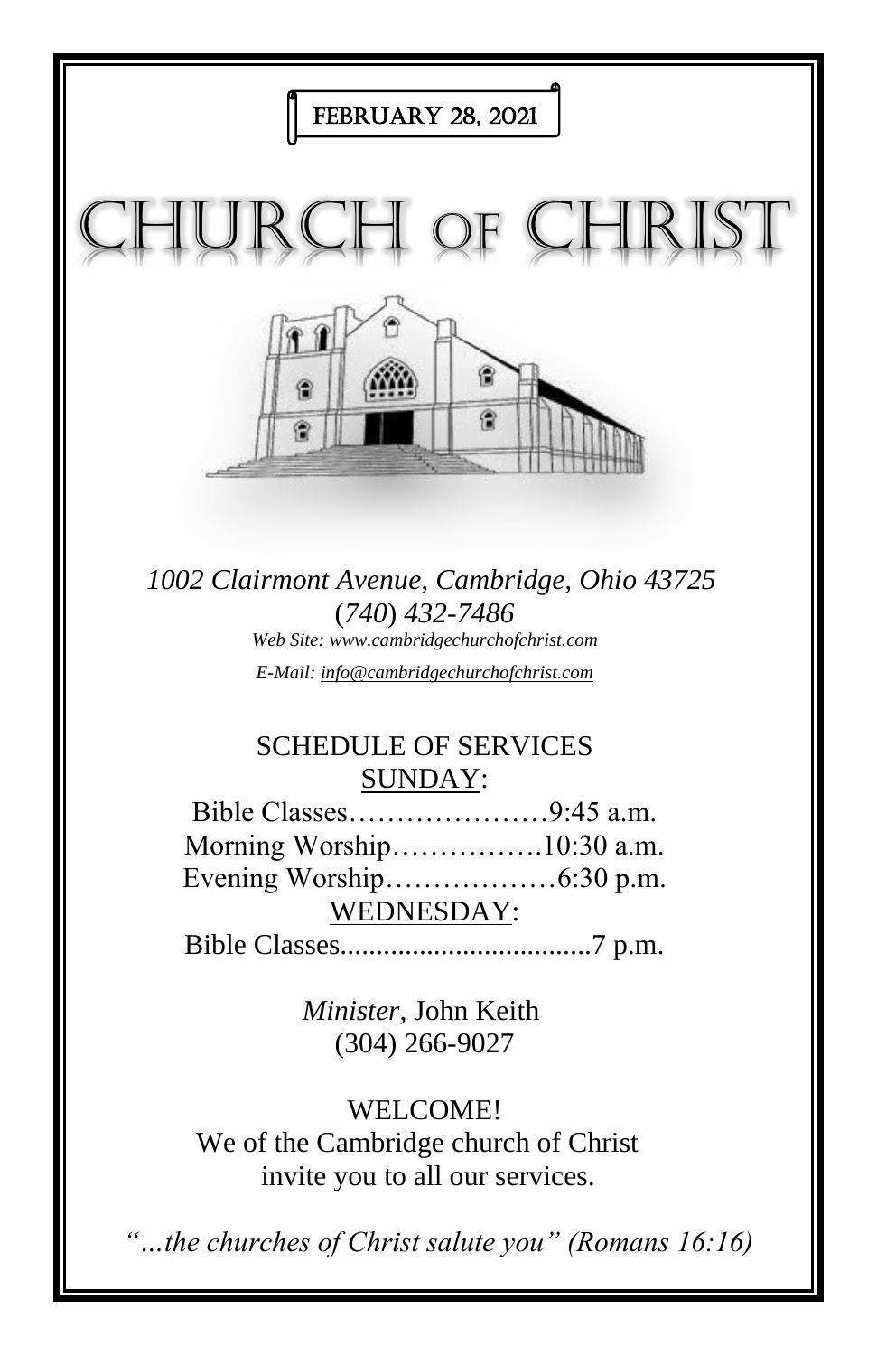FEBRUARY 28, 2021

# CHURCH OF CHRIST

*1002 Clairmont Avenue, Cambridge, Ohio 43725*
*(740) 432-7486*
*Web Site: www.cambridgechurchofchrist.com*
*E-Mail: info@cambridgechurchofchrist.com*

SCHEDULE OF SERVICES

SUNDAY:

Bible Classes…………………9:45 a.m.
Morning Worship…………….10:30 a.m.
Evening Worship………………6:30 p.m.

WEDNESDAY:

Bible Classes...................................7 p.m.

*Minister,* John Keith
(304) 266-9027

WELCOME!
We of the Cambridge church of Christ invite you to all our services.

*"…the churches of Christ salute you" (Romans 16:16)*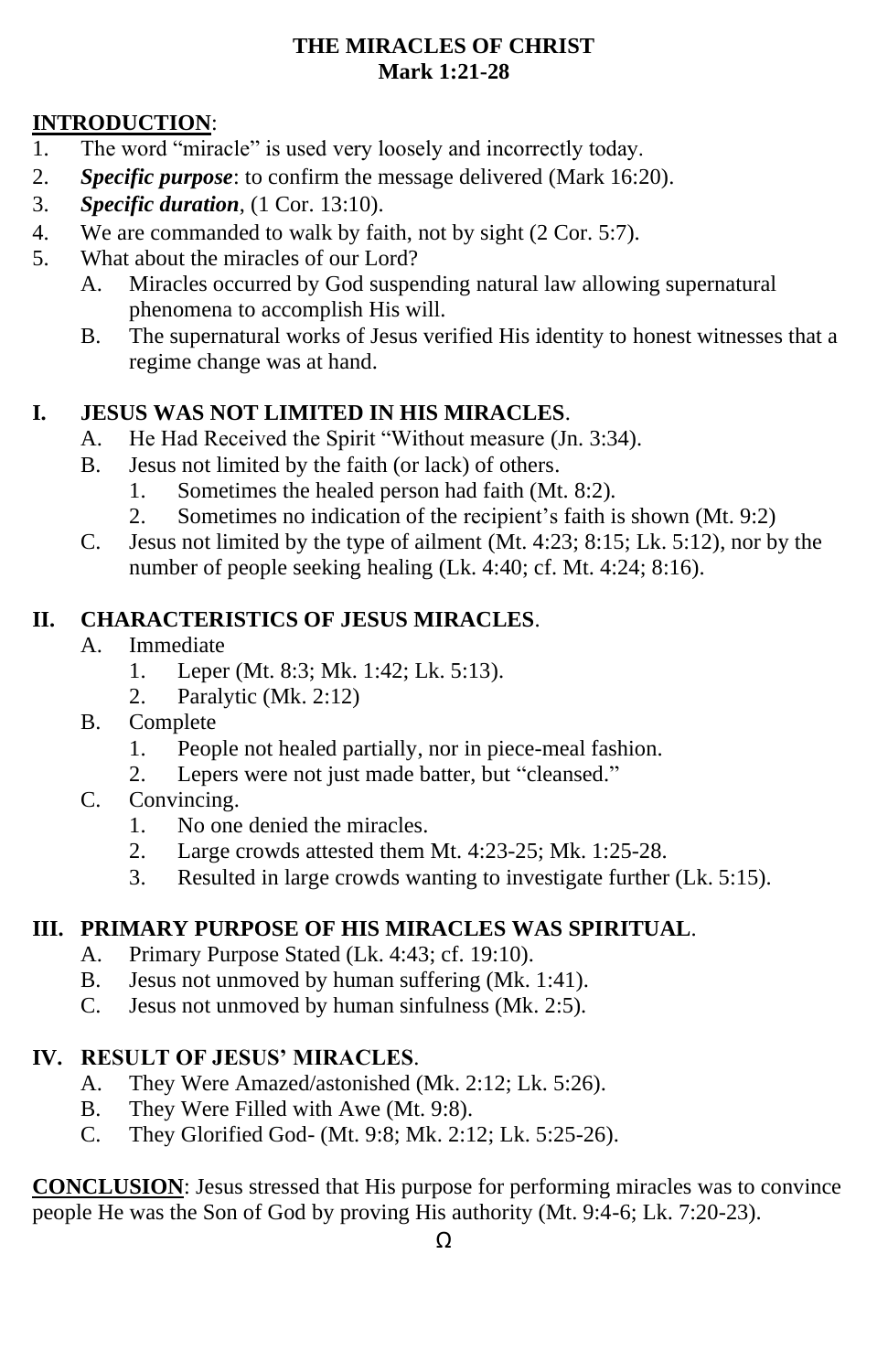# THE MIRACLES OF CHRIST
## Mark 1:21-28

**INTRODUCTION**:

1. The word "miracle" is used very loosely and incorrectly today.
2. ***Specific purpose***: to confirm the message delivered (Mark 16:20).
3. ***Specific duration***, (1 Cor. 13:10).
4. We are commanded to walk by faith, not by sight (2 Cor. 5:7).
5. What about the miracles of our Lord?
   - A. Miracles occurred by God suspending natural law allowing supernatural phenomena to accomplish His will.
   - B. The supernatural works of Jesus verified His identity to honest witnesses that a regime change was at hand.

## I. JESUS WAS NOT LIMITED IN HIS MIRACLES.

- A. He Had Received the Spirit "Without measure (Jn. 3:34).
- B. Jesus not limited by the faith (or lack) of others.
  1. Sometimes the healed person had faith (Mt. 8:2).
  2. Sometimes no indication of the recipient's faith is shown (Mt. 9:2)
- C. Jesus not limited by the type of ailment (Mt. 4:23; 8:15; Lk. 5:12), nor by the number of people seeking healing (Lk. 4:40; cf. Mt. 4:24; 8:16).

## II. CHARACTERISTICS OF JESUS MIRACLES.

- A. Immediate
  1. Leper (Mt. 8:3; Mk. 1:42; Lk. 5:13).
  2. Paralytic (Mk. 2:12)
- B. Complete
  1. People not healed partially, nor in piece-meal fashion.
  2. Lepers were not just made batter, but "cleansed."
- C. Convincing.
  1. No one denied the miracles.
  2. Large crowds attested them Mt. 4:23-25; Mk. 1:25-28.
  3. Resulted in large crowds wanting to investigate further (Lk. 5:15).

## III. PRIMARY PURPOSE OF HIS MIRACLES WAS SPIRITUAL.

- A. Primary Purpose Stated (Lk. 4:43; cf. 19:10).
- B. Jesus not unmoved by human suffering (Mk. 1:41).
- C. Jesus not unmoved by human sinfulness (Mk. 2:5).

## IV. RESULT OF JESUS' MIRACLES.

- A. They Were Amazed/astonished (Mk. 2:12; Lk. 5:26).
- B. They Were Filled with Awe (Mt. 9:8).
- C. They Glorified God- (Mt. 9:8; Mk. 2:12; Lk. 5:25-26).

**CONCLUSION**: Jesus stressed that His purpose for performing miracles was to convince people He was the Son of God by proving His authority (Mt. 9:4-6; Lk. 7:20-23).

Ω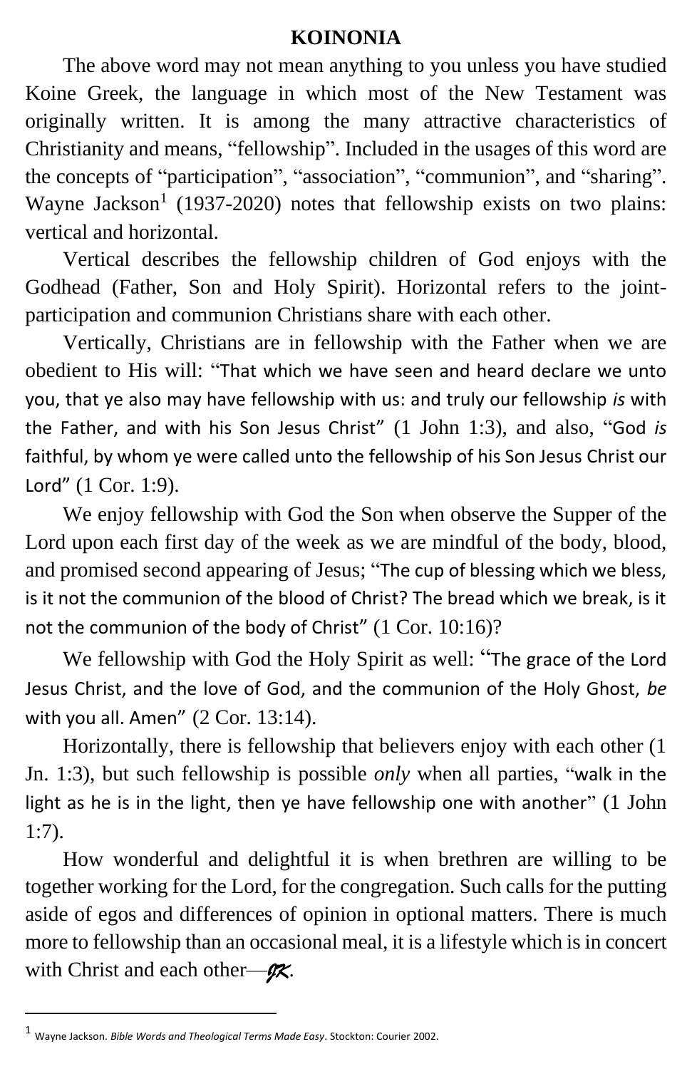**KOINONIA**

The above word may not mean anything to you unless you have studied Koine Greek, the language in which most of the New Testament was originally written. It is among the many attractive characteristics of Christianity and means, "fellowship". Included in the usages of this word are the concepts of "participation", "association", "communion", and "sharing". Wayne Jackson[1] (1937-2020) notes that fellowship exists on two plains: vertical and horizontal.

Vertical describes the fellowship children of God enjoys with the Godhead (Father, Son and Holy Spirit). Horizontal refers to the joint-participation and communion Christians share with each other.

Vertically, Christians are in fellowship with the Father when we are obedient to His will: "That which we have seen and heard declare we unto you, that ye also may have fellowship with us: and truly our fellowship *is* with the Father, and with his Son Jesus Christ" (1 John 1:3), and also, "God *is* faithful, by whom ye were called unto the fellowship of his Son Jesus Christ our Lord" (1 Cor. 1:9).

We enjoy fellowship with God the Son when observe the Supper of the Lord upon each first day of the week as we are mindful of the body, blood, and promised second appearing of Jesus; "The cup of blessing which we bless, is it not the communion of the blood of Christ? The bread which we break, is it not the communion of the body of Christ" (1 Cor. 10:16)?

We fellowship with God the Holy Spirit as well: "The grace of the Lord Jesus Christ, and the love of God, and the communion of the Holy Ghost, *be* with you all. Amen" (2 Cor. 13:14).

Horizontally, there is fellowship that believers enjoy with each other (1 Jn. 1:3), but such fellowship is possible *only* when all parties, "walk in the light as he is in the light, then ye have fellowship one with another" (1 John 1:7).

How wonderful and delightful it is when brethren are willing to be together working for the Lord, for the congregation. Such calls for the putting aside of egos and differences of opinion in optional matters. There is much more to fellowship than an occasional meal, it is a lifestyle which is in concert with Christ and each other—*JK*.

---

[1] Wayne Jackson. *Bible Words and Theological Terms Made Easy*. Stockton: Courier 2002.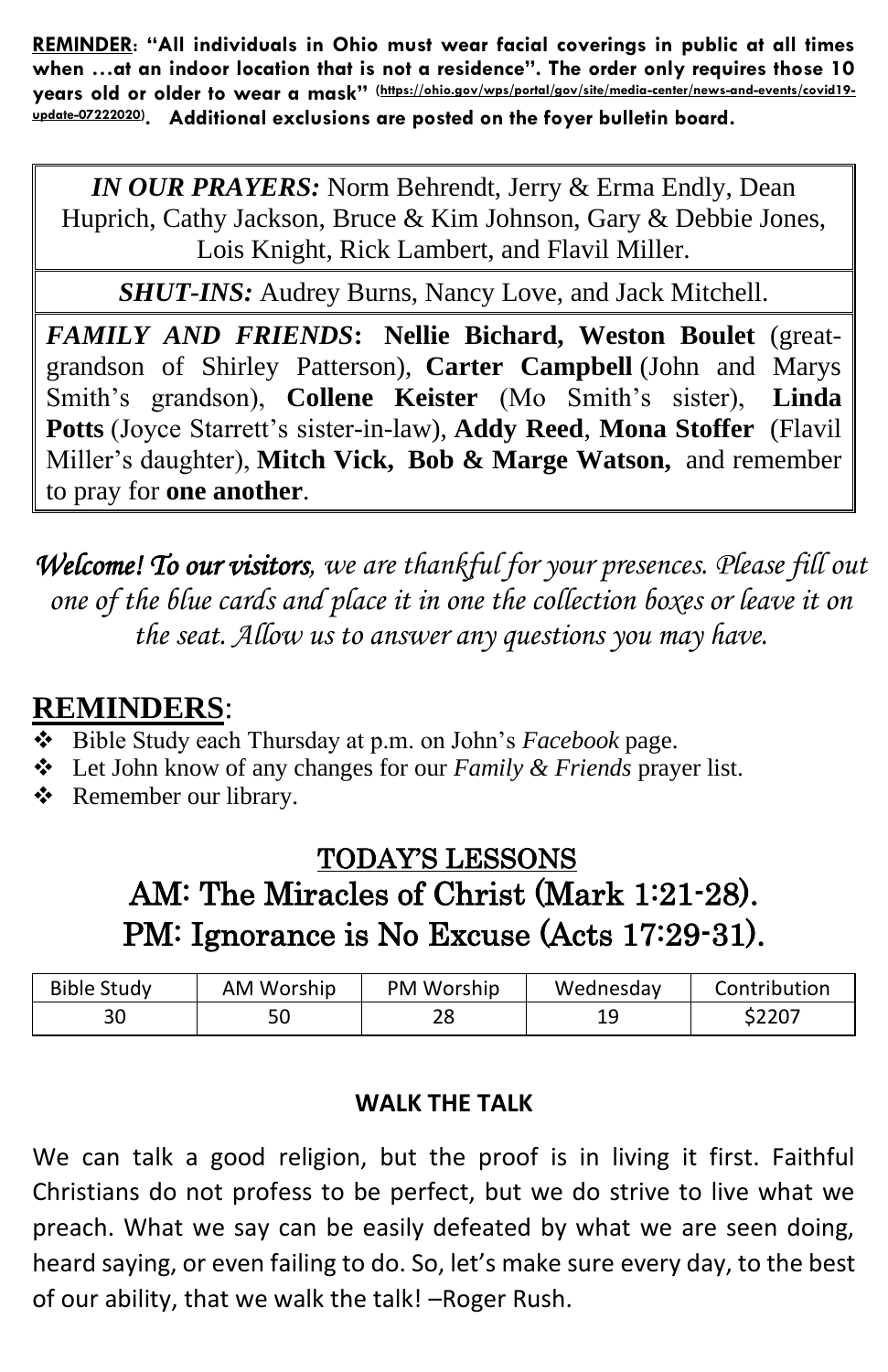**REMINDER**: **"All individuals in Ohio must wear facial coverings in public at all times when …at an indoor location that is not a residence". The order only requires those 10 years old or older to wear a mask"** (https://ohio.gov/wps/portal/gov/site/media-center/news-and-events/covid19-update-07222020). **Additional exclusions are posted on the foyer bulletin board.**

***IN OUR PRAYERS:*** Norm Behrendt, Jerry & Erma Endly, Dean Huprich, Cathy Jackson, Bruce & Kim Johnson, Gary & Debbie Jones, Lois Knight, Rick Lambert, and Flavil Miller.

***SHUT-INS:*** Audrey Burns, Nancy Love, and Jack Mitchell.

***FAMILY AND FRIENDS*****:** **Nellie Bichard, Weston Boulet** (great-grandson of Shirley Patterson), **Carter Campbell** (John and Marys Smith's grandson), **Collene Keister** (Mo Smith's sister), **Linda Potts** (Joyce Starrett's sister-in-law), **Addy Reed**, **Mona Stoffer** (Flavil Miller's daughter), **Mitch Vick, Bob & Marge Watson,** and remember to pray for **one another**.

*Welcome! To our visitors, we are thankful for your presences. Please fill out one of the blue cards and place it in one the collection boxes or leave it on the seat. Allow us to answer any questions you may have.*

## REMINDERS:

- Bible Study each Thursday at p.m. on John's *Facebook* page.
- Let John know of any changes for our *Family & Friends* prayer list.
- Remember our library.

## TODAY'S LESSONS

## AM: The Miracles of Christ (Mark 1:21-28).

## PM: Ignorance is No Excuse (Acts 17:29-31).

| Bible Study | AM Worship | PM Worship | Wednesday | Contribution |
| --- | --- | --- | --- | --- |
| 30 | 50 | 28 | 19 | $2207 |

### WALK THE TALK

We can talk a good religion, but the proof is in living it first. Faithful Christians do not profess to be perfect, but we do strive to live what we preach. What we say can be easily defeated by what we are seen doing, heard saying, or even failing to do. So, let's make sure every day, to the best of our ability, that we walk the talk! –Roger Rush.